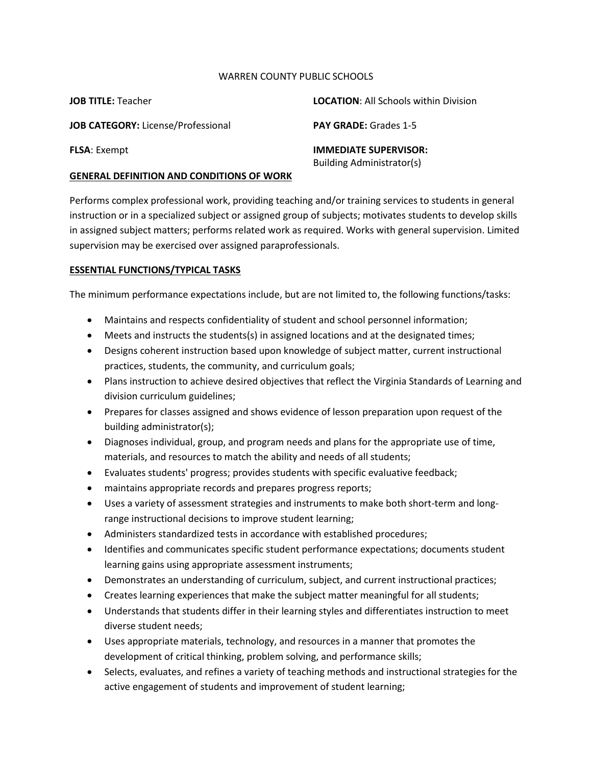WARREN COUNTY PUBLIC SCHOOLS

**JOB TITLE:** Teacher

**LOCATION**: All Schools within Division

**JOB CATEGORY:** License/Professional

**PAY GRADE:** Grades 1-5

**FLSA**: Exempt

**IMMEDIATE SUPERVISOR:** Building Administrator(s)

## GENERAL DEFINITION AND CONDITIONS OF WORK

Performs complex professional work, providing teaching and/or training services to students in general instruction or in a specialized subject or assigned group of subjects; motivates students to develop skills in assigned subject matters; performs related work as required. Works with general supervision. Limited supervision may be exercised over assigned paraprofessionals.

## ESSENTIAL FUNCTIONS/TYPICAL TASKS

The minimum performance expectations include, but are not limited to, the following functions/tasks:

- Maintains and respects confidentiality of student and school personnel information;
- Meets and instructs the students(s) in assigned locations and at the designated times;
- Designs coherent instruction based upon knowledge of subject matter, current instructional practices, students, the community, and curriculum goals;
- Plans instruction to achieve desired objectives that reflect the Virginia Standards of Learning and division curriculum guidelines;
- Prepares for classes assigned and shows evidence of lesson preparation upon request of the building administrator(s);
- Diagnoses individual, group, and program needs and plans for the appropriate use of time, materials, and resources to match the ability and needs of all students;
- Evaluates students' progress; provides students with specific evaluative feedback;
- maintains appropriate records and prepares progress reports;
- Uses a variety of assessment strategies and instruments to make both short-term and long-range instructional decisions to improve student learning;
- Administers standardized tests in accordance with established procedures;
- Identifies and communicates specific student performance expectations; documents student learning gains using appropriate assessment instruments;
- Demonstrates an understanding of curriculum, subject, and current instructional practices;
- Creates learning experiences that make the subject matter meaningful for all students;
- Understands that students differ in their learning styles and differentiates instruction to meet diverse student needs;
- Uses appropriate materials, technology, and resources in a manner that promotes the development of critical thinking, problem solving, and performance skills;
- Selects, evaluates, and refines a variety of teaching methods and instructional strategies for the active engagement of students and improvement of student learning;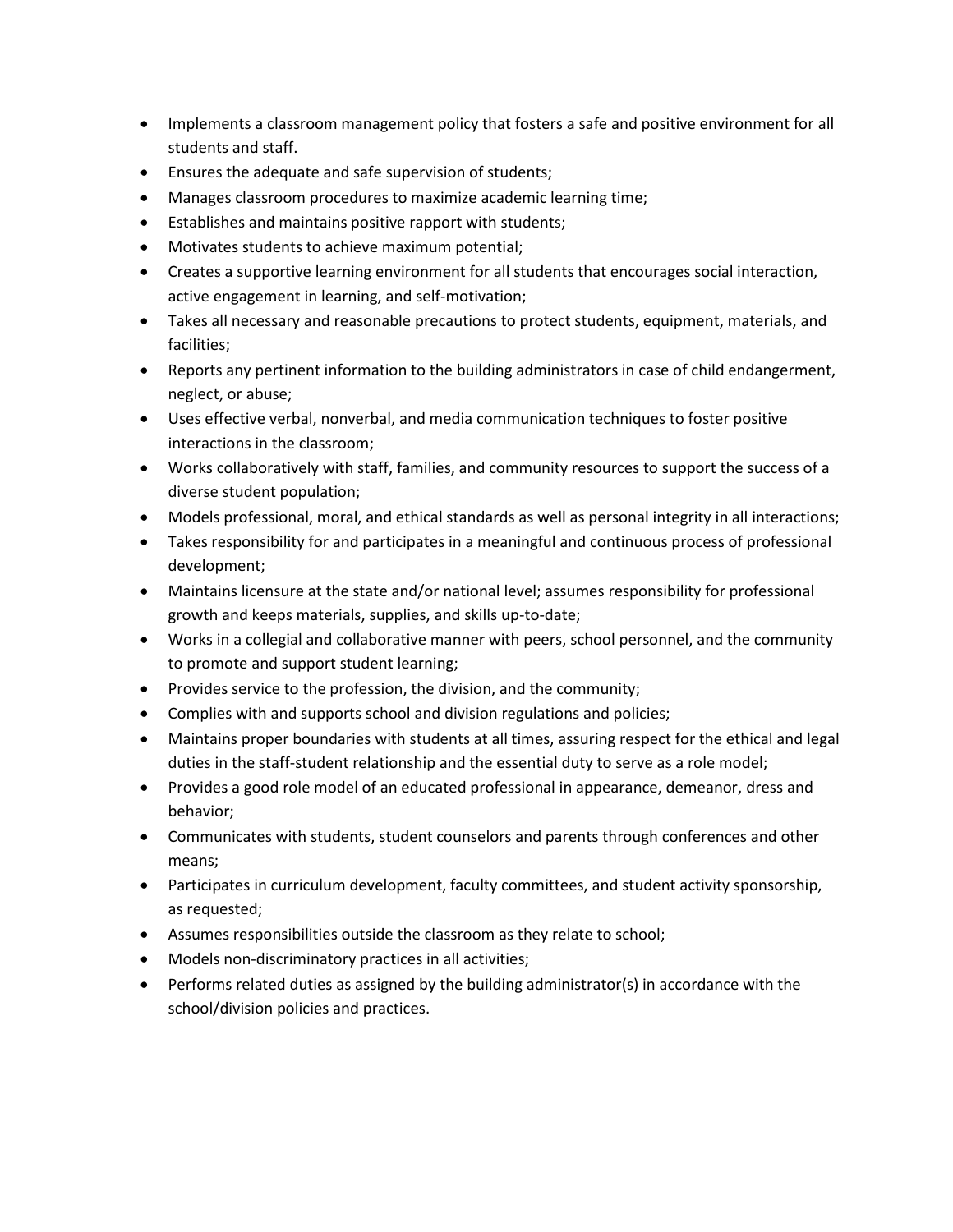- Implements a classroom management policy that fosters a safe and positive environment for all students and staff.
- Ensures the adequate and safe supervision of students;
- Manages classroom procedures to maximize academic learning time;
- Establishes and maintains positive rapport with students;
- Motivates students to achieve maximum potential;
- Creates a supportive learning environment for all students that encourages social interaction, active engagement in learning, and self-motivation;
- Takes all necessary and reasonable precautions to protect students, equipment, materials, and facilities;
- Reports any pertinent information to the building administrators in case of child endangerment, neglect, or abuse;
- Uses effective verbal, nonverbal, and media communication techniques to foster positive interactions in the classroom;
- Works collaboratively with staff, families, and community resources to support the success of a diverse student population;
- Models professional, moral, and ethical standards as well as personal integrity in all interactions;
- Takes responsibility for and participates in a meaningful and continuous process of professional development;
- Maintains licensure at the state and/or national level; assumes responsibility for professional growth and keeps materials, supplies, and skills up-to-date;
- Works in a collegial and collaborative manner with peers, school personnel, and the community to promote and support student learning;
- Provides service to the profession, the division, and the community;
- Complies with and supports school and division regulations and policies;
- Maintains proper boundaries with students at all times, assuring respect for the ethical and legal duties in the staff-student relationship and the essential duty to serve as a role model;
- Provides a good role model of an educated professional in appearance, demeanor, dress and behavior;
- Communicates with students, student counselors and parents through conferences and other means;
- Participates in curriculum development, faculty committees, and student activity sponsorship, as requested;
- Assumes responsibilities outside the classroom as they relate to school;
- Models non-discriminatory practices in all activities;
- Performs related duties as assigned by the building administrator(s) in accordance with the school/division policies and practices.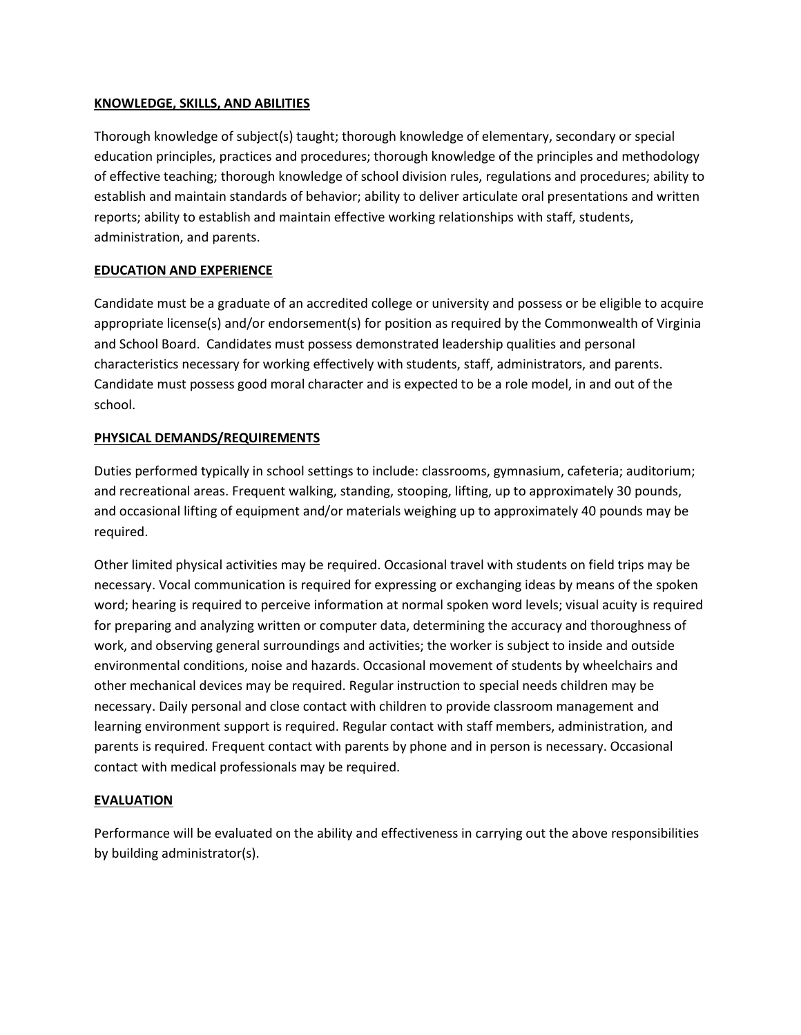**KNOWLEDGE, SKILLS, AND ABILITIES**

Thorough knowledge of subject(s) taught; thorough knowledge of elementary, secondary or special education principles, practices and procedures; thorough knowledge of the principles and methodology of effective teaching; thorough knowledge of school division rules, regulations and procedures; ability to establish and maintain standards of behavior; ability to deliver articulate oral presentations and written reports; ability to establish and maintain effective working relationships with staff, students, administration, and parents.

**EDUCATION AND EXPERIENCE**

Candidate must be a graduate of an accredited college or university and possess or be eligible to acquire appropriate license(s) and/or endorsement(s) for position as required by the Commonwealth of Virginia and School Board. Candidates must possess demonstrated leadership qualities and personal characteristics necessary for working effectively with students, staff, administrators, and parents. Candidate must possess good moral character and is expected to be a role model, in and out of the school.

**PHYSICAL DEMANDS/REQUIREMENTS**

Duties performed typically in school settings to include: classrooms, gymnasium, cafeteria; auditorium; and recreational areas. Frequent walking, standing, stooping, lifting, up to approximately 30 pounds, and occasional lifting of equipment and/or materials weighing up to approximately 40 pounds may be required.

Other limited physical activities may be required. Occasional travel with students on field trips may be necessary. Vocal communication is required for expressing or exchanging ideas by means of the spoken word; hearing is required to perceive information at normal spoken word levels; visual acuity is required for preparing and analyzing written or computer data, determining the accuracy and thoroughness of work, and observing general surroundings and activities; the worker is subject to inside and outside environmental conditions, noise and hazards. Occasional movement of students by wheelchairs and other mechanical devices may be required. Regular instruction to special needs children may be necessary. Daily personal and close contact with children to provide classroom management and learning environment support is required. Regular contact with staff members, administration, and parents is required. Frequent contact with parents by phone and in person is necessary. Occasional contact with medical professionals may be required.

**EVALUATION**

Performance will be evaluated on the ability and effectiveness in carrying out the above responsibilities by building administrator(s).